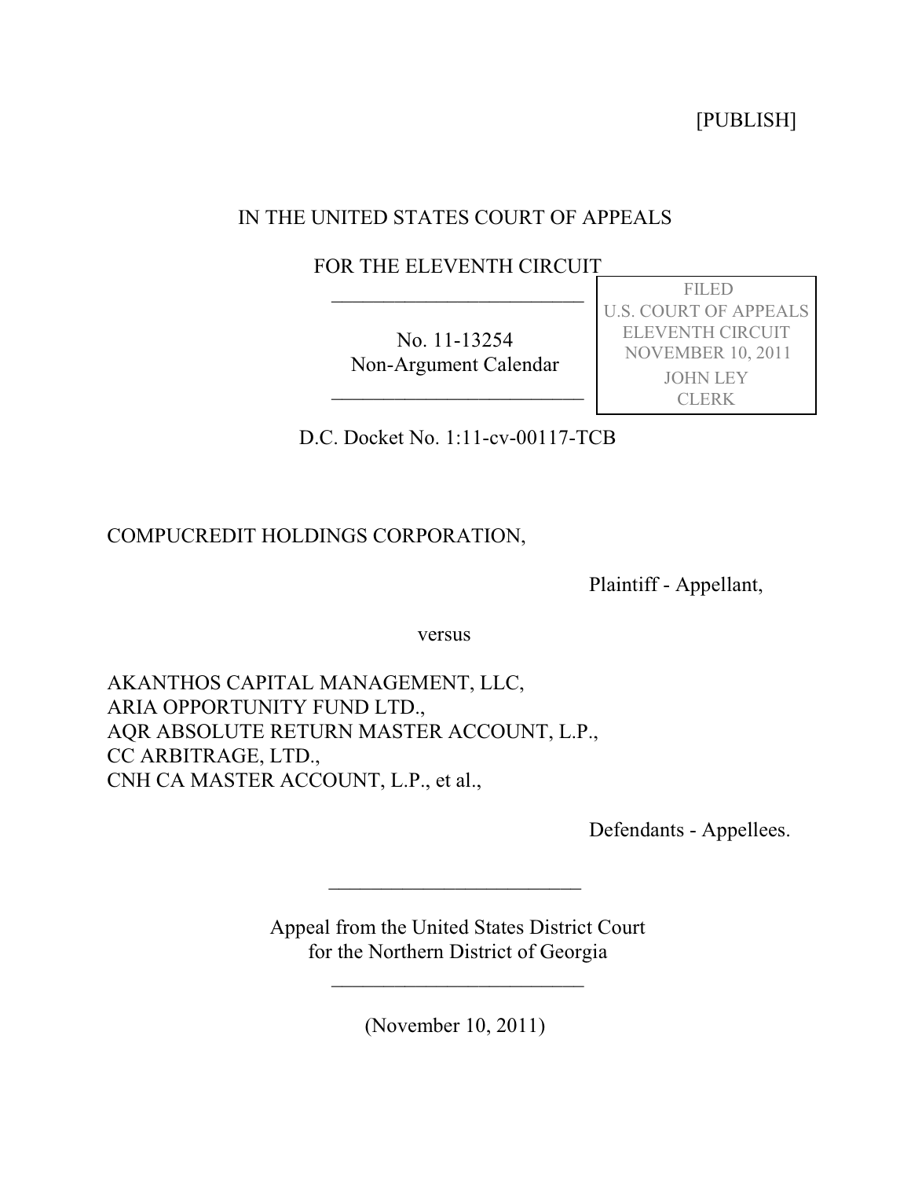[PUBLISH]

IN THE UNITED STATES COURT OF APPEALS

FOR THE ELEVENTH CIRCUIT

________________________

No. 11-13254
Non-Argument Calendar

________________________

FILED
U.S. COURT OF APPEALS
ELEVENTH CIRCUIT
NOVEMBER 10, 2011
JOHN LEY
CLERK

D.C. Docket No. 1:11-cv-00117-TCB

COMPUCREDIT HOLDINGS CORPORATION,

Plaintiff - Appellant,

versus

AKANTHOS CAPITAL MANAGEMENT, LLC,
ARIA OPPORTUNITY FUND LTD.,
AQR ABSOLUTE RETURN MASTER ACCOUNT, L.P.,
CC ARBITRAGE, LTD.,
CNH CA MASTER ACCOUNT, L.P., et al.,

Defendants - Appellees.

________________________

Appeal from the United States District Court
for the Northern District of Georgia

________________________

(November 10, 2011)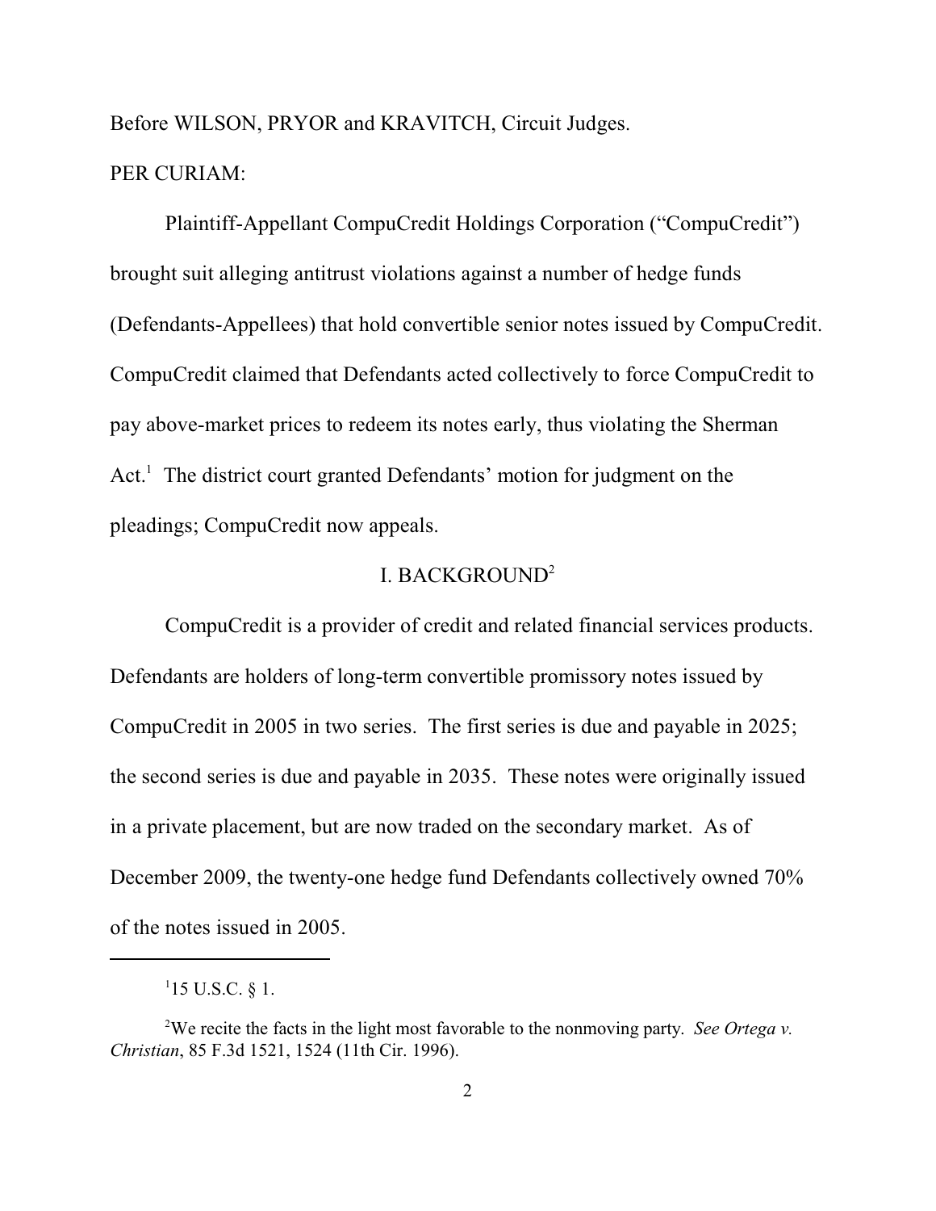Before WILSON, PRYOR and KRAVITCH, Circuit Judges.

PER CURIAM:

Plaintiff-Appellant CompuCredit Holdings Corporation ("CompuCredit") brought suit alleging antitrust violations against a number of hedge funds (Defendants-Appellees) that hold convertible senior notes issued by CompuCredit. CompuCredit claimed that Defendants acted collectively to force CompuCredit to pay above-market prices to redeem its notes early, thus violating the Sherman Act.[1] The district court granted Defendants' motion for judgment on the pleadings; CompuCredit now appeals.

## I. BACKGROUND[2]

CompuCredit is a provider of credit and related financial services products. Defendants are holders of long-term convertible promissory notes issued by CompuCredit in 2005 in two series. The first series is due and payable in 2025; the second series is due and payable in 2035. These notes were originally issued in a private placement, but are now traded on the secondary market. As of December 2009, the twenty-one hedge fund Defendants collectively owned 70% of the notes issued in 2005.

---

[1] 15 U.S.C. § 1.

[2] We recite the facts in the light most favorable to the nonmoving party. *See Ortega v. Christian*, 85 F.3d 1521, 1524 (11th Cir. 1996).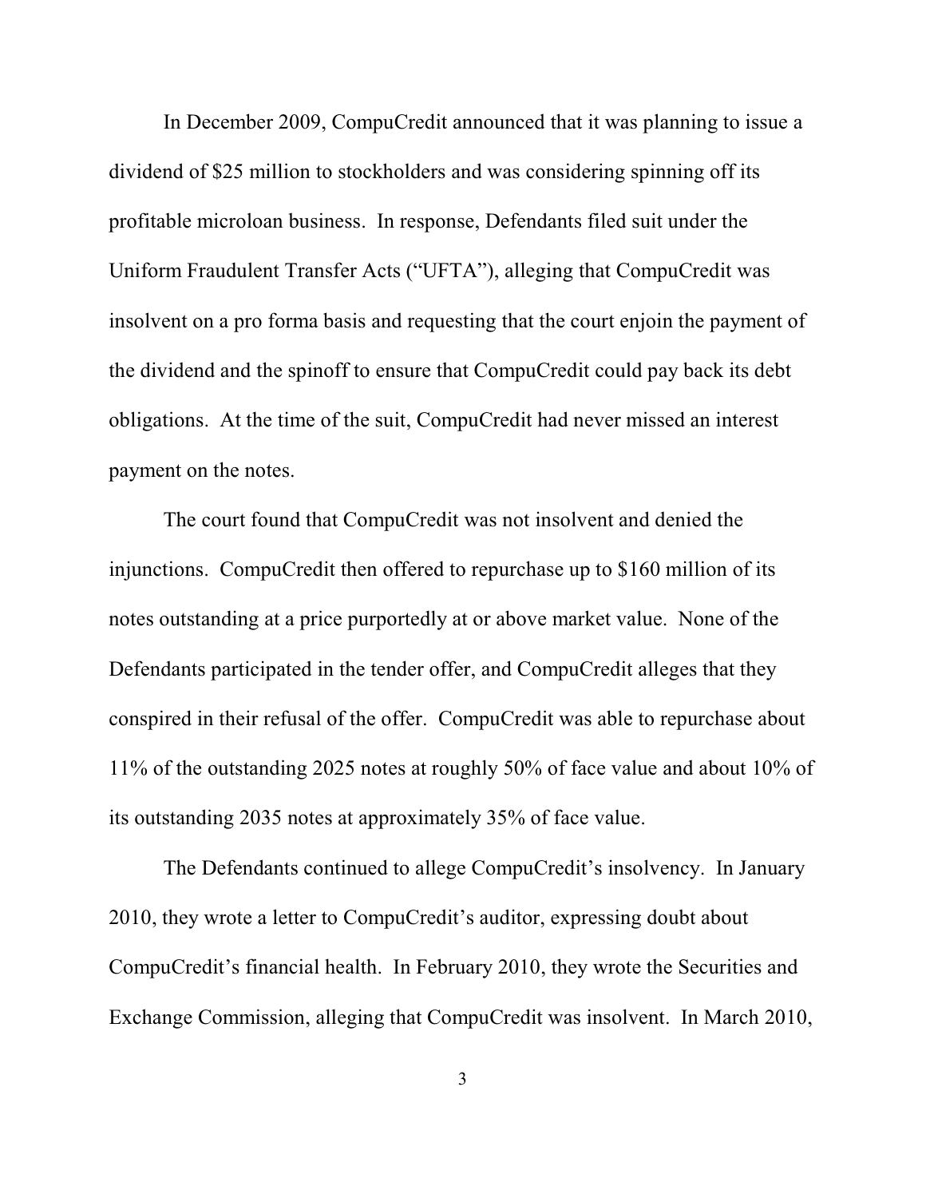In December 2009, CompuCredit announced that it was planning to issue a dividend of $25 million to stockholders and was considering spinning off its profitable microloan business. In response, Defendants filed suit under the Uniform Fraudulent Transfer Acts ("UFTA"), alleging that CompuCredit was insolvent on a pro forma basis and requesting that the court enjoin the payment of the dividend and the spinoff to ensure that CompuCredit could pay back its debt obligations. At the time of the suit, CompuCredit had never missed an interest payment on the notes.

The court found that CompuCredit was not insolvent and denied the injunctions. CompuCredit then offered to repurchase up to $160 million of its notes outstanding at a price purportedly at or above market value. None of the Defendants participated in the tender offer, and CompuCredit alleges that they conspired in their refusal of the offer. CompuCredit was able to repurchase about 11% of the outstanding 2025 notes at roughly 50% of face value and about 10% of its outstanding 2035 notes at approximately 35% of face value.

The Defendants continued to allege CompuCredit's insolvency. In January 2010, they wrote a letter to CompuCredit's auditor, expressing doubt about CompuCredit's financial health. In February 2010, they wrote the Securities and Exchange Commission, alleging that CompuCredit was insolvent. In March 2010,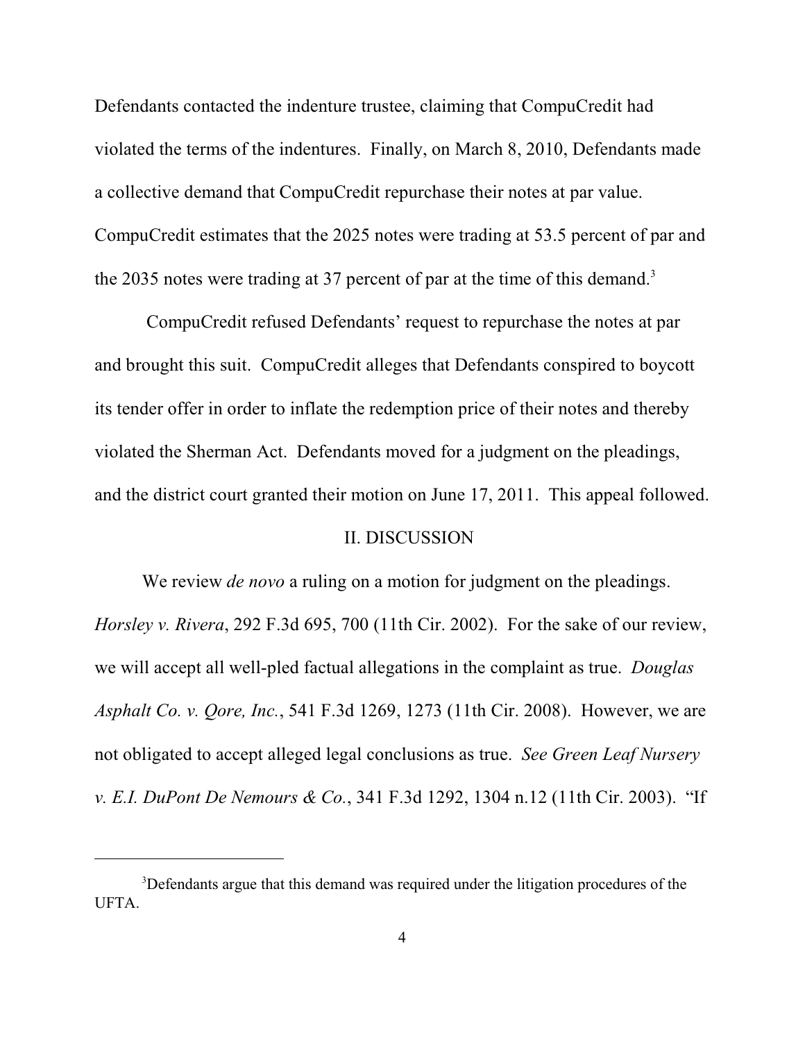Defendants contacted the indenture trustee, claiming that CompuCredit had violated the terms of the indentures. Finally, on March 8, 2010, Defendants made a collective demand that CompuCredit repurchase their notes at par value. CompuCredit estimates that the 2025 notes were trading at 53.5 percent of par and the 2035 notes were trading at 37 percent of par at the time of this demand.[3]

CompuCredit refused Defendants' request to repurchase the notes at par and brought this suit. CompuCredit alleges that Defendants conspired to boycott its tender offer in order to inflate the redemption price of their notes and thereby violated the Sherman Act. Defendants moved for a judgment on the pleadings, and the district court granted their motion on June 17, 2011. This appeal followed.

## II. DISCUSSION

We review *de novo* a ruling on a motion for judgment on the pleadings. *Horsley v. Rivera*, 292 F.3d 695, 700 (11th Cir. 2002). For the sake of our review, we will accept all well-pled factual allegations in the complaint as true. *Douglas Asphalt Co. v. Qore, Inc.*, 541 F.3d 1269, 1273 (11th Cir. 2008). However, we are not obligated to accept alleged legal conclusions as true. *See Green Leaf Nursery v. E.I. DuPont De Nemours & Co.*, 341 F.3d 1292, 1304 n.12 (11th Cir. 2003). "If

---

[3] Defendants argue that this demand was required under the litigation procedures of the UFTA.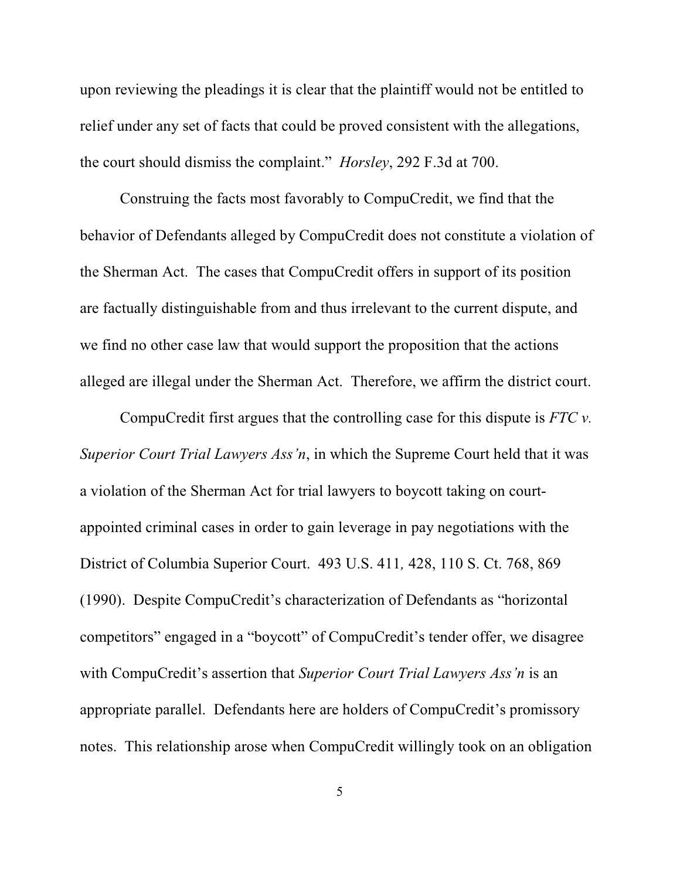upon reviewing the pleadings it is clear that the plaintiff would not be entitled to relief under any set of facts that could be proved consistent with the allegations, the court should dismiss the complaint." *Horsley*, 292 F.3d at 700.

Construing the facts most favorably to CompuCredit, we find that the behavior of Defendants alleged by CompuCredit does not constitute a violation of the Sherman Act. The cases that CompuCredit offers in support of its position are factually distinguishable from and thus irrelevant to the current dispute, and we find no other case law that would support the proposition that the actions alleged are illegal under the Sherman Act. Therefore, we affirm the district court.

CompuCredit first argues that the controlling case for this dispute is *FTC v. Superior Court Trial Lawyers Ass'n*, in which the Supreme Court held that it was a violation of the Sherman Act for trial lawyers to boycott taking on court-appointed criminal cases in order to gain leverage in pay negotiations with the District of Columbia Superior Court. 493 U.S. 411, 428, 110 S. Ct. 768, 869 (1990). Despite CompuCredit's characterization of Defendants as "horizontal competitors" engaged in a "boycott" of CompuCredit's tender offer, we disagree with CompuCredit's assertion that *Superior Court Trial Lawyers Ass'n* is an appropriate parallel. Defendants here are holders of CompuCredit's promissory notes. This relationship arose when CompuCredit willingly took on an obligation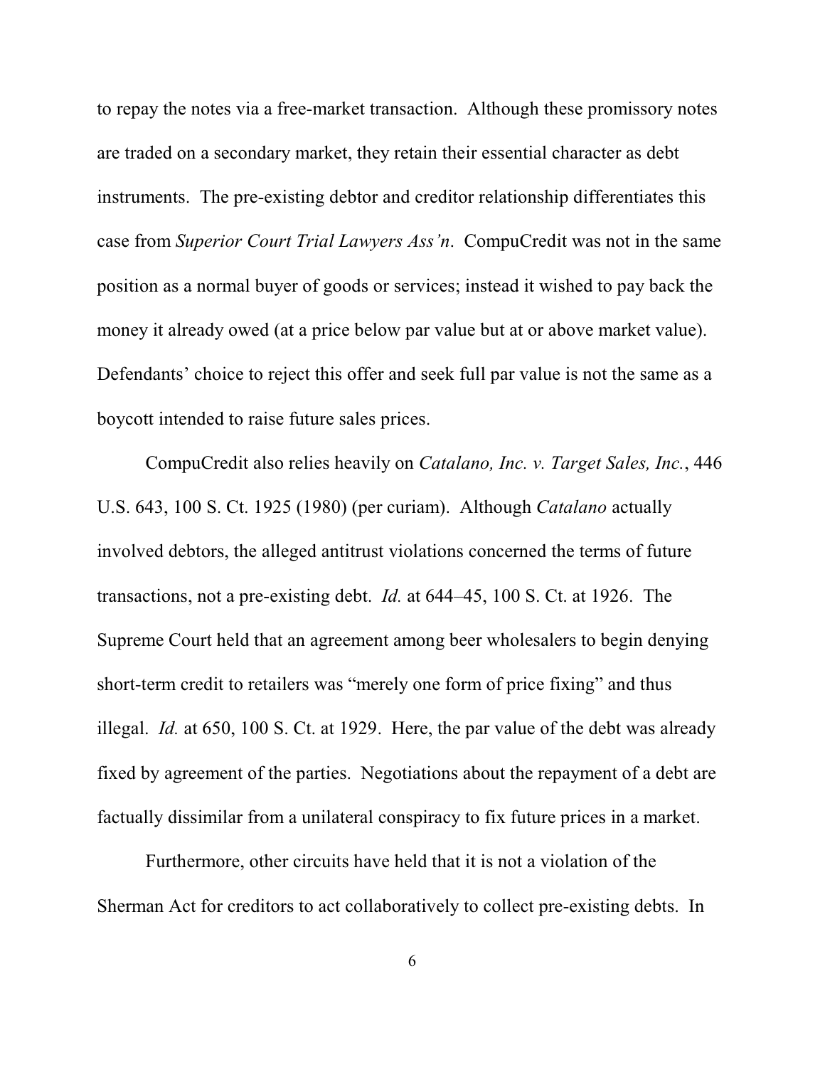to repay the notes via a free-market transaction. Although these promissory notes are traded on a secondary market, they retain their essential character as debt instruments. The pre-existing debtor and creditor relationship differentiates this case from *Superior Court Trial Lawyers Ass'n*. CompuCredit was not in the same position as a normal buyer of goods or services; instead it wished to pay back the money it already owed (at a price below par value but at or above market value). Defendants' choice to reject this offer and seek full par value is not the same as a boycott intended to raise future sales prices.

CompuCredit also relies heavily on *Catalano, Inc. v. Target Sales, Inc.*, 446 U.S. 643, 100 S. Ct. 1925 (1980) (per curiam). Although *Catalano* actually involved debtors, the alleged antitrust violations concerned the terms of future transactions, not a pre-existing debt. *Id.* at 644–45, 100 S. Ct. at 1926. The Supreme Court held that an agreement among beer wholesalers to begin denying short-term credit to retailers was "merely one form of price fixing" and thus illegal. *Id.* at 650, 100 S. Ct. at 1929. Here, the par value of the debt was already fixed by agreement of the parties. Negotiations about the repayment of a debt are factually dissimilar from a unilateral conspiracy to fix future prices in a market.

Furthermore, other circuits have held that it is not a violation of the Sherman Act for creditors to act collaboratively to collect pre-existing debts. In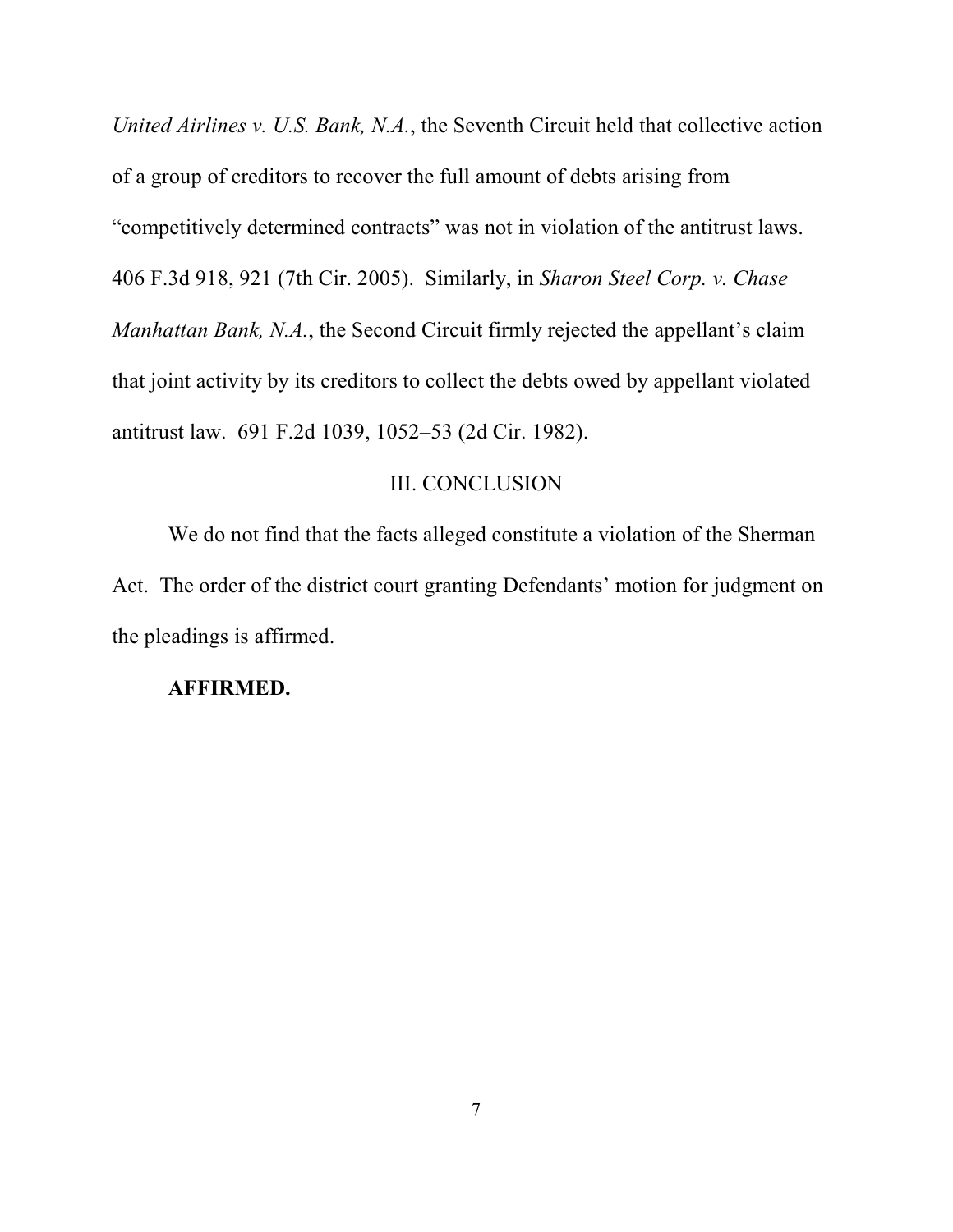*United Airlines v. U.S. Bank, N.A.*, the Seventh Circuit held that collective action of a group of creditors to recover the full amount of debts arising from "competitively determined contracts" was not in violation of the antitrust laws. 406 F.3d 918, 921 (7th Cir. 2005). Similarly, in *Sharon Steel Corp. v. Chase Manhattan Bank, N.A.*, the Second Circuit firmly rejected the appellant's claim that joint activity by its creditors to collect the debts owed by appellant violated antitrust law. 691 F.2d 1039, 1052–53 (2d Cir. 1982).

## III. CONCLUSION

We do not find that the facts alleged constitute a violation of the Sherman Act. The order of the district court granting Defendants' motion for judgment on the pleadings is affirmed.

**AFFIRMED.**